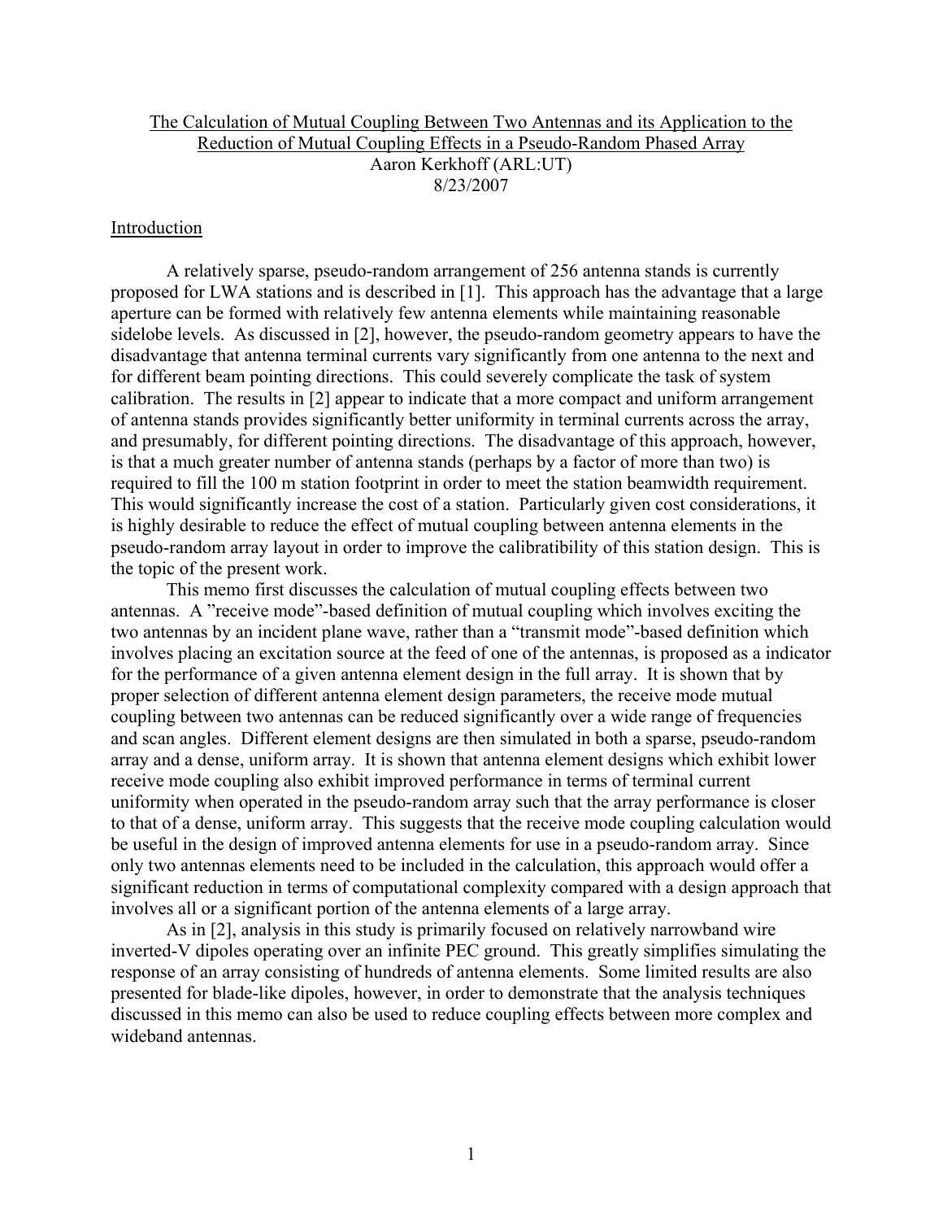# The Calculation of Mutual Coupling Between Two Antennas and its Application to the Reduction of Mutual Coupling Effects in a Pseudo-Random Phased Array

Aaron Kerkhoff (ARL:UT)

8/23/2007

## Introduction

A relatively sparse, pseudo-random arrangement of 256 antenna stands is currently proposed for LWA stations and is described in [1]. This approach has the advantage that a large aperture can be formed with relatively few antenna elements while maintaining reasonable sidelobe levels. As discussed in [2], however, the pseudo-random geometry appears to have the disadvantage that antenna terminal currents vary significantly from one antenna to the next and for different beam pointing directions. This could severely complicate the task of system calibration. The results in [2] appear to indicate that a more compact and uniform arrangement of antenna stands provides significantly better uniformity in terminal currents across the array, and presumably, for different pointing directions. The disadvantage of this approach, however, is that a much greater number of antenna stands (perhaps by a factor of more than two) is required to fill the 100 m station footprint in order to meet the station beamwidth requirement. This would significantly increase the cost of a station. Particularly given cost considerations, it is highly desirable to reduce the effect of mutual coupling between antenna elements in the pseudo-random array layout in order to improve the calibratibility of this station design. This is the topic of the present work.

This memo first discusses the calculation of mutual coupling effects between two antennas. A "receive mode"-based definition of mutual coupling which involves exciting the two antennas by an incident plane wave, rather than a "transmit mode"-based definition which involves placing an excitation source at the feed of one of the antennas, is proposed as a indicator for the performance of a given antenna element design in the full array. It is shown that by proper selection of different antenna element design parameters, the receive mode mutual coupling between two antennas can be reduced significantly over a wide range of frequencies and scan angles. Different element designs are then simulated in both a sparse, pseudo-random array and a dense, uniform array. It is shown that antenna element designs which exhibit lower receive mode coupling also exhibit improved performance in terms of terminal current uniformity when operated in the pseudo-random array such that the array performance is closer to that of a dense, uniform array. This suggests that the receive mode coupling calculation would be useful in the design of improved antenna elements for use in a pseudo-random array. Since only two antennas elements need to be included in the calculation, this approach would offer a significant reduction in terms of computational complexity compared with a design approach that involves all or a significant portion of the antenna elements of a large array.

As in [2], analysis in this study is primarily focused on relatively narrowband wire inverted-V dipoles operating over an infinite PEC ground. This greatly simplifies simulating the response of an array consisting of hundreds of antenna elements. Some limited results are also presented for blade-like dipoles, however, in order to demonstrate that the analysis techniques discussed in this memo can also be used to reduce coupling effects between more complex and wideband antennas.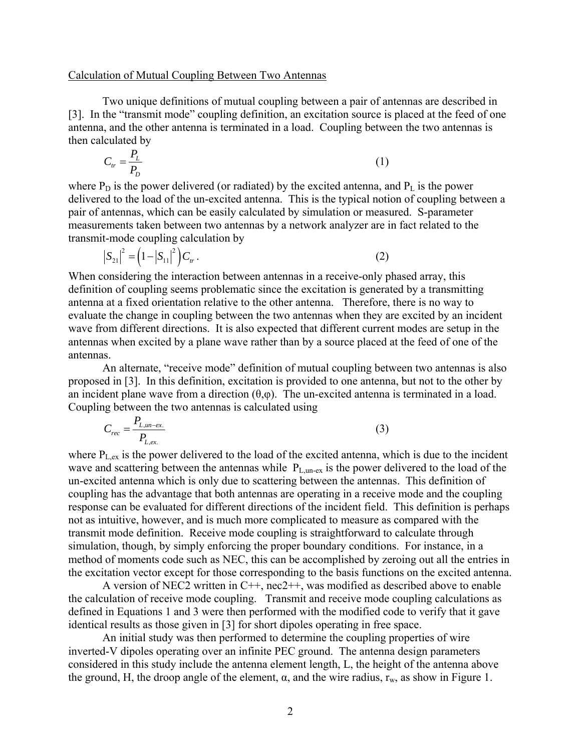Calculation of Mutual Coupling Between Two Antennas

Two unique definitions of mutual coupling between a pair of antennas are described in [3]. In the "transmit mode" coupling definition, an excitation source is placed at the feed of one antenna, and the other antenna is terminated in a load. Coupling between the two antennas is then calculated by

$$C_{tr} = \frac{P_L}{P_D} \tag{1}$$

where $P_D$ is the power delivered (or radiated) by the excited antenna, and $P_L$ is the power delivered to the load of the un-excited antenna. This is the typical notion of coupling between a pair of antennas, which can be easily calculated by simulation or measured. S-parameter measurements taken between two antennas by a network analyzer are in fact related to the transmit-mode coupling calculation by

$$|S_{21}|^2 = \left(1 - |S_{11}|^2\right) C_{tr} . \tag{2}$$

When considering the interaction between antennas in a receive-only phased array, this definition of coupling seems problematic since the excitation is generated by a transmitting antenna at a fixed orientation relative to the other antenna. Therefore, there is no way to evaluate the change in coupling between the two antennas when they are excited by an incident wave from different directions. It is also expected that different current modes are setup in the antennas when excited by a plane wave rather than by a source placed at the feed of one of the antennas.

An alternate, "receive mode" definition of mutual coupling between two antennas is also proposed in [3]. In this definition, excitation is provided to one antenna, but not to the other by an incident plane wave from a direction $(\theta,\varphi)$. The un-excited antenna is terminated in a load. Coupling between the two antennas is calculated using

$$C_{rec} = \frac{P_{L,un-ex.}}{P_{L,ex.}} \tag{3}$$

where $P_{L,ex}$ is the power delivered to the load of the excited antenna, which is due to the incident wave and scattering between the antennas while $P_{L,un-ex}$ is the power delivered to the load of the un-excited antenna which is only due to scattering between the antennas. This definition of coupling has the advantage that both antennas are operating in a receive mode and the coupling response can be evaluated for different directions of the incident field. This definition is perhaps not as intuitive, however, and is much more complicated to measure as compared with the transmit mode definition. Receive mode coupling is straightforward to calculate through simulation, though, by simply enforcing the proper boundary conditions. For instance, in a method of moments code such as NEC, this can be accomplished by zeroing out all the entries in the excitation vector except for those corresponding to the basis functions on the excited antenna.

A version of NEC2 written in C++, nec2++, was modified as described above to enable the calculation of receive mode coupling. Transmit and receive mode coupling calculations as defined in Equations 1 and 3 were then performed with the modified code to verify that it gave identical results as those given in [3] for short dipoles operating in free space.

An initial study was then performed to determine the coupling properties of wire inverted-V dipoles operating over an infinite PEC ground. The antenna design parameters considered in this study include the antenna element length, L, the height of the antenna above the ground, H, the droop angle of the element, α, and the wire radius, $r_w$, as show in Figure 1.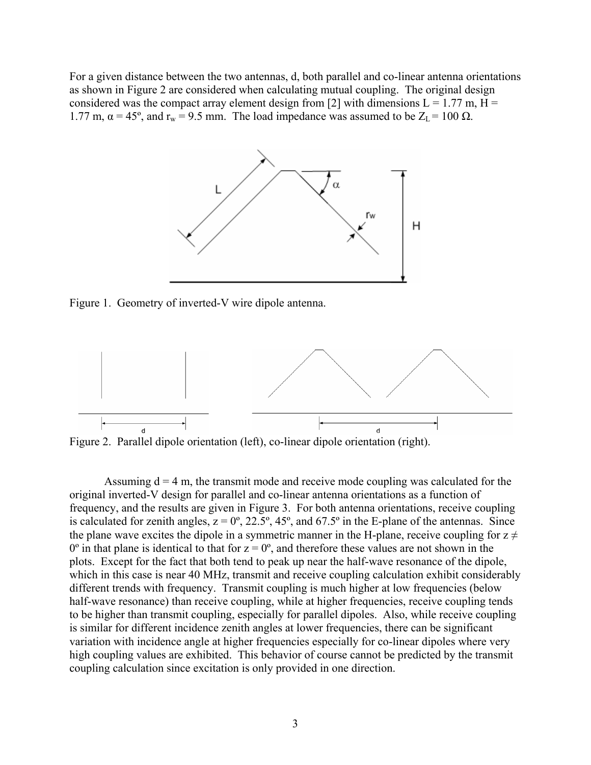For a given distance between the two antennas, d, both parallel and co-linear antenna orientations as shown in Figure 2 are considered when calculating mutual coupling. The original design considered was the compact array element design from [2] with dimensions $L = 1.77$ m, $H = 1.77$ m, $\alpha = 45^\circ$, and $r_w = 9.5$ mm. The load impedance was assumed to be $Z_L = 100\ \Omega$.

Figure 1. Geometry of inverted-V wire dipole antenna.

Figure 2. Parallel dipole orientation (left), co-linear dipole orientation (right).

Assuming d = 4 m, the transmit mode and receive mode coupling was calculated for the original inverted-V design for parallel and co-linear antenna orientations as a function of frequency, and the results are given in Figure 3. For both antenna orientations, receive coupling is calculated for zenith angles, z = 0º, 22.5º, 45º, and 67.5º in the E-plane of the antennas. Since the plane wave excites the dipole in a symmetric manner in the H-plane, receive coupling for $z \neq 0^\circ$ in that plane is identical to that for $z = 0^\circ$, and therefore these values are not shown in the plots. Except for the fact that both tend to peak up near the half-wave resonance of the dipole, which in this case is near 40 MHz, transmit and receive coupling calculation exhibit considerably different trends with frequency. Transmit coupling is much higher at low frequencies (below half-wave resonance) than receive coupling, while at higher frequencies, receive coupling tends to be higher than transmit coupling, especially for parallel dipoles. Also, while receive coupling is similar for different incidence zenith angles at lower frequencies, there can be significant variation with incidence angle at higher frequencies especially for co-linear dipoles where very high coupling values are exhibited. This behavior of course cannot be predicted by the transmit coupling calculation since excitation is only provided in one direction.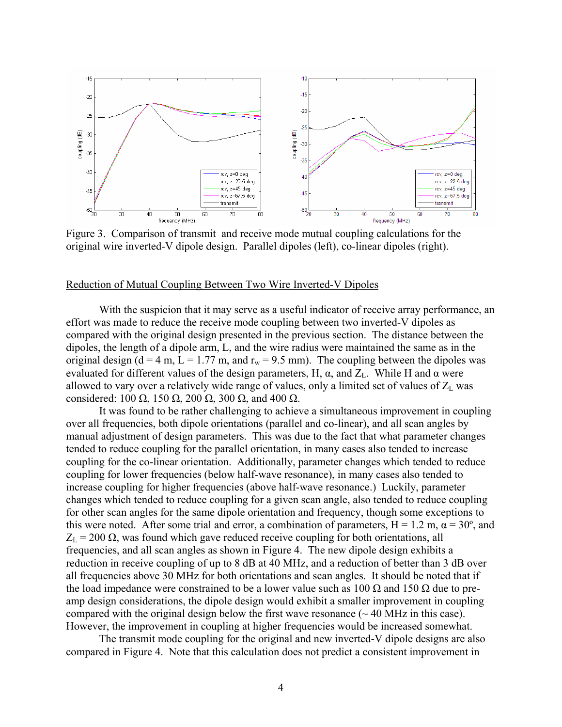Figure 3. Comparison of transmit and receive mode mutual coupling calculations for the original wire inverted-V dipole design. Parallel dipoles (left), co-linear dipoles (right).

## Reduction of Mutual Coupling Between Two Wire Inverted-V Dipoles

With the suspicion that it may serve as a useful indicator of receive array performance, an effort was made to reduce the receive mode coupling between two inverted-V dipoles as compared with the original design presented in the previous section. The distance between the dipoles, the length of a dipole arm, L, and the wire radius were maintained the same as in the original design (d = 4 m, L = 1.77 m, and $r_w$ = 9.5 mm). The coupling between the dipoles was evaluated for different values of the design parameters, H, α, and $Z_L$. While H and α were allowed to vary over a relatively wide range of values, only a limited set of values of $Z_L$ was considered: 100 Ω, 150 Ω, 200 Ω, 300 Ω, and 400 Ω.

It was found to be rather challenging to achieve a simultaneous improvement in coupling over all frequencies, both dipole orientations (parallel and co-linear), and all scan angles by manual adjustment of design parameters. This was due to the fact that what parameter changes tended to reduce coupling for the parallel orientation, in many cases also tended to increase coupling for the co-linear orientation. Additionally, parameter changes which tended to reduce coupling for lower frequencies (below half-wave resonance), in many cases also tended to increase coupling for higher frequencies (above half-wave resonance.) Luckily, parameter changes which tended to reduce coupling for a given scan angle, also tended to reduce coupling for other scan angles for the same dipole orientation and frequency, though some exceptions to this were noted. After some trial and error, a combination of parameters, H = 1.2 m, α = 30º, and $Z_L$ = 200 Ω, was found which gave reduced receive coupling for both orientations, all frequencies, and all scan angles as shown in Figure 4. The new dipole design exhibits a reduction in receive coupling of up to 8 dB at 40 MHz, and a reduction of better than 3 dB over all frequencies above 30 MHz for both orientations and scan angles. It should be noted that if the load impedance were constrained to be a lower value such as 100 Ω and 150 Ω due to pre-amp design considerations, the dipole design would exhibit a smaller improvement in coupling compared with the original design below the first wave resonance (~ 40 MHz in this case). However, the improvement in coupling at higher frequencies would be increased somewhat.

The transmit mode coupling for the original and new inverted-V dipole designs are also compared in Figure 4. Note that this calculation does not predict a consistent improvement in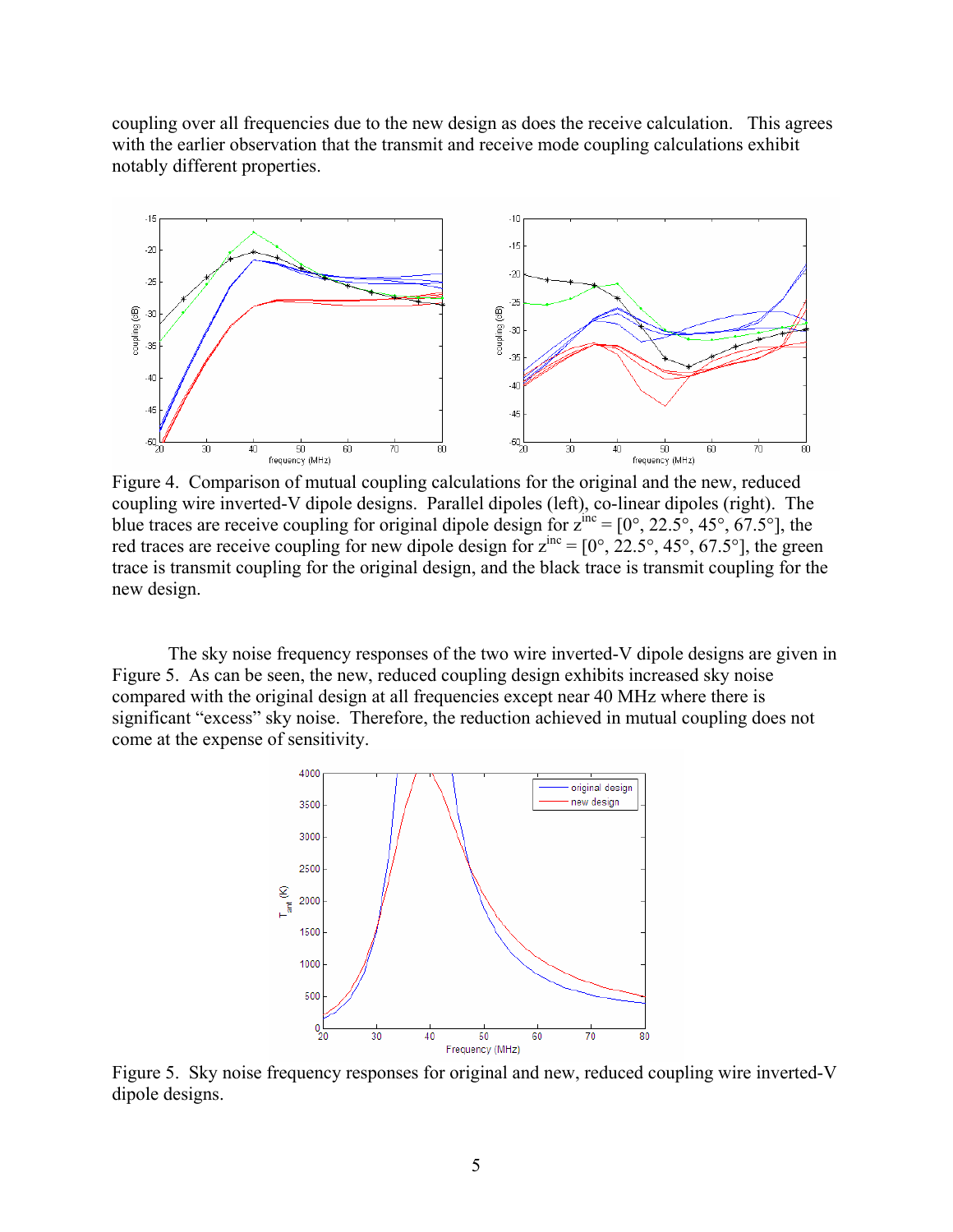coupling over all frequencies due to the new design as does the receive calculation. This agrees with the earlier observation that the transmit and receive mode coupling calculations exhibit notably different properties.

Figure 4. Comparison of mutual coupling calculations for the original and the new, reduced coupling wire inverted-V dipole designs. Parallel dipoles (left), co-linear dipoles (right). The blue traces are receive coupling for original dipole design for $z^{inc}$ = [0°, 22.5°, 45°, 67.5°], the red traces are receive coupling for new dipole design for $z^{inc}$ = [0°, 22.5°, 45°, 67.5°], the green trace is transmit coupling for the original design, and the black trace is transmit coupling for the new design.

The sky noise frequency responses of the two wire inverted-V dipole designs are given in Figure 5. As can be seen, the new, reduced coupling design exhibits increased sky noise compared with the original design at all frequencies except near 40 MHz where there is significant "excess" sky noise. Therefore, the reduction achieved in mutual coupling does not come at the expense of sensitivity.

Figure 5. Sky noise frequency responses for original and new, reduced coupling wire inverted-V dipole designs.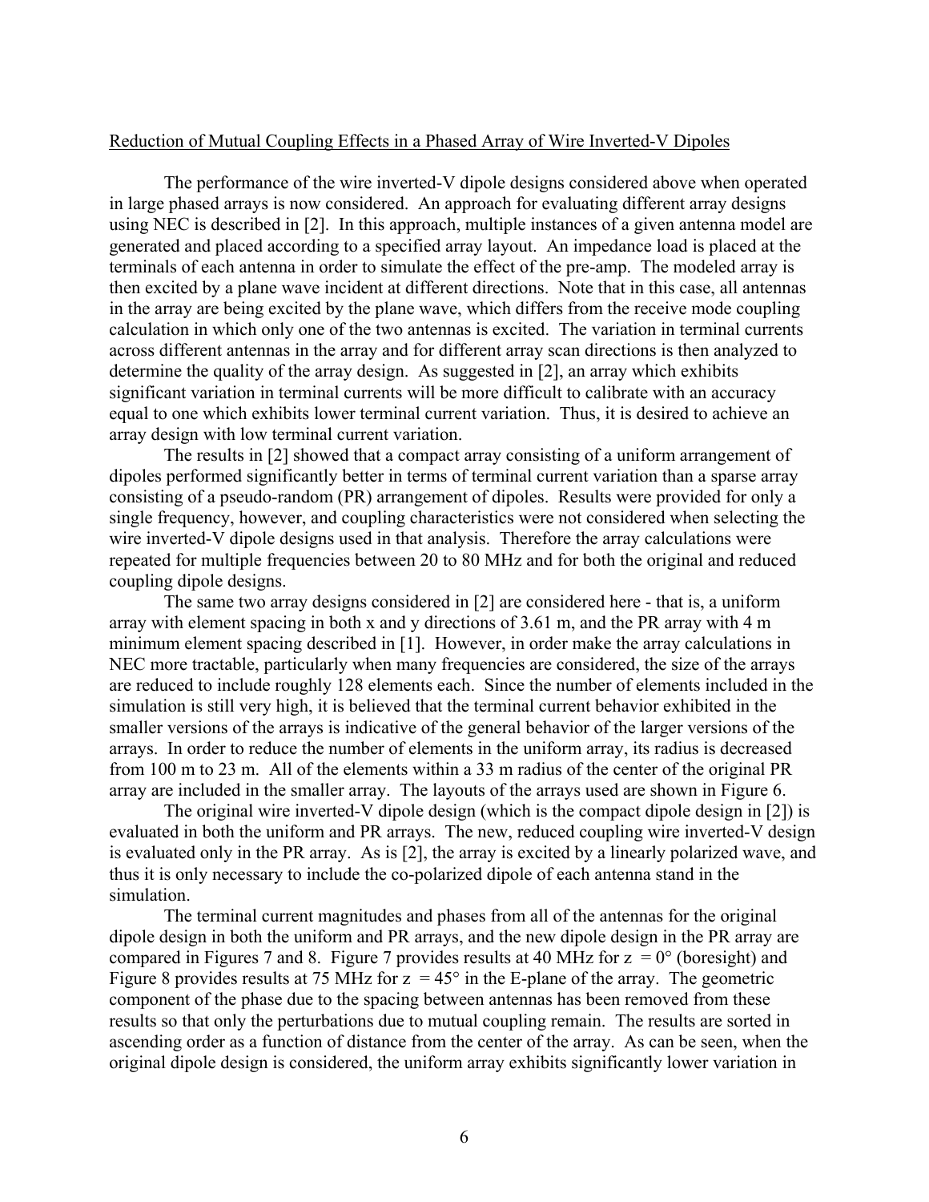## Reduction of Mutual Coupling Effects in a Phased Array of Wire Inverted-V Dipoles

The performance of the wire inverted-V dipole designs considered above when operated in large phased arrays is now considered. An approach for evaluating different array designs using NEC is described in [2]. In this approach, multiple instances of a given antenna model are generated and placed according to a specified array layout. An impedance load is placed at the terminals of each antenna in order to simulate the effect of the pre-amp. The modeled array is then excited by a plane wave incident at different directions. Note that in this case, all antennas in the array are being excited by the plane wave, which differs from the receive mode coupling calculation in which only one of the two antennas is excited. The variation in terminal currents across different antennas in the array and for different array scan directions is then analyzed to determine the quality of the array design. As suggested in [2], an array which exhibits significant variation in terminal currents will be more difficult to calibrate with an accuracy equal to one which exhibits lower terminal current variation. Thus, it is desired to achieve an array design with low terminal current variation.

The results in [2] showed that a compact array consisting of a uniform arrangement of dipoles performed significantly better in terms of terminal current variation than a sparse array consisting of a pseudo-random (PR) arrangement of dipoles. Results were provided for only a single frequency, however, and coupling characteristics were not considered when selecting the wire inverted-V dipole designs used in that analysis. Therefore the array calculations were repeated for multiple frequencies between 20 to 80 MHz and for both the original and reduced coupling dipole designs.

The same two array designs considered in [2] are considered here - that is, a uniform array with element spacing in both x and y directions of 3.61 m, and the PR array with 4 m minimum element spacing described in [1]. However, in order make the array calculations in NEC more tractable, particularly when many frequencies are considered, the size of the arrays are reduced to include roughly 128 elements each. Since the number of elements included in the simulation is still very high, it is believed that the terminal current behavior exhibited in the smaller versions of the arrays is indicative of the general behavior of the larger versions of the arrays. In order to reduce the number of elements in the uniform array, its radius is decreased from 100 m to 23 m. All of the elements within a 33 m radius of the center of the original PR array are included in the smaller array. The layouts of the arrays used are shown in Figure 6.

The original wire inverted-V dipole design (which is the compact dipole design in [2]) is evaluated in both the uniform and PR arrays. The new, reduced coupling wire inverted-V design is evaluated only in the PR array. As is [2], the array is excited by a linearly polarized wave, and thus it is only necessary to include the co-polarized dipole of each antenna stand in the simulation.

The terminal current magnitudes and phases from all of the antennas for the original dipole design in both the uniform and PR arrays, and the new dipole design in the PR array are compared in Figures 7 and 8. Figure 7 provides results at 40 MHz for z $= 0°$ (boresight) and Figure 8 provides results at 75 MHz for z $= 45°$ in the E-plane of the array. The geometric component of the phase due to the spacing between antennas has been removed from these results so that only the perturbations due to mutual coupling remain. The results are sorted in ascending order as a function of distance from the center of the array. As can be seen, when the original dipole design is considered, the uniform array exhibits significantly lower variation in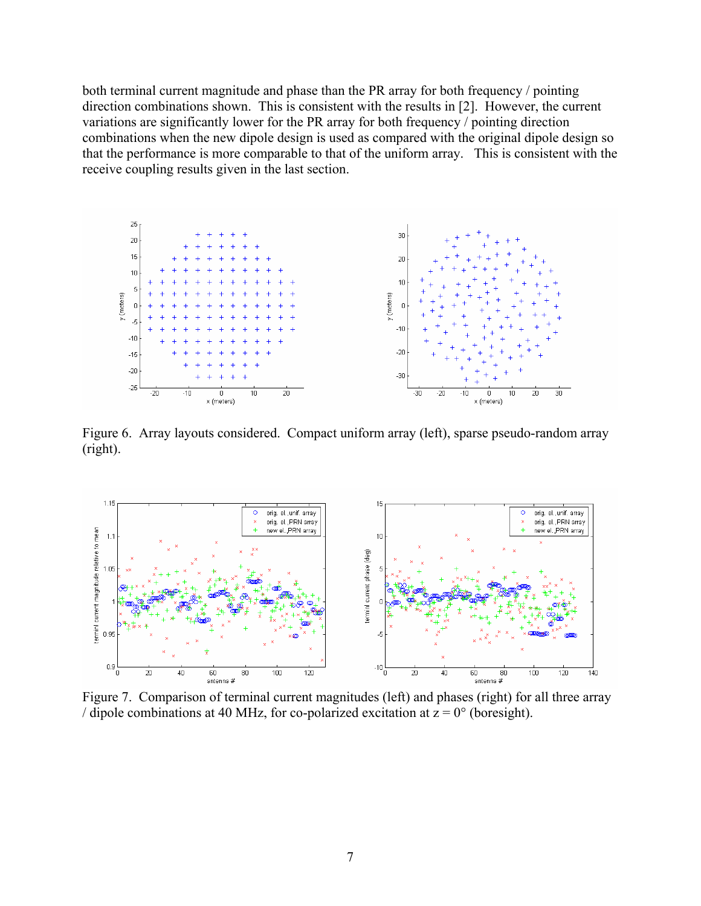both terminal current magnitude and phase than the PR array for both frequency / pointing direction combinations shown. This is consistent with the results in [2]. However, the current variations are significantly lower for the PR array for both frequency / pointing direction combinations when the new dipole design is used as compared with the original dipole design so that the performance is more comparable to that of the uniform array. This is consistent with the receive coupling results given in the last section.

Figure 6. Array layouts considered. Compact uniform array (left), sparse pseudo-random array (right).

Figure 7. Comparison of terminal current magnitudes (left) and phases (right) for all three array / dipole combinations at 40 MHz, for co-polarized excitation at z = 0° (boresight).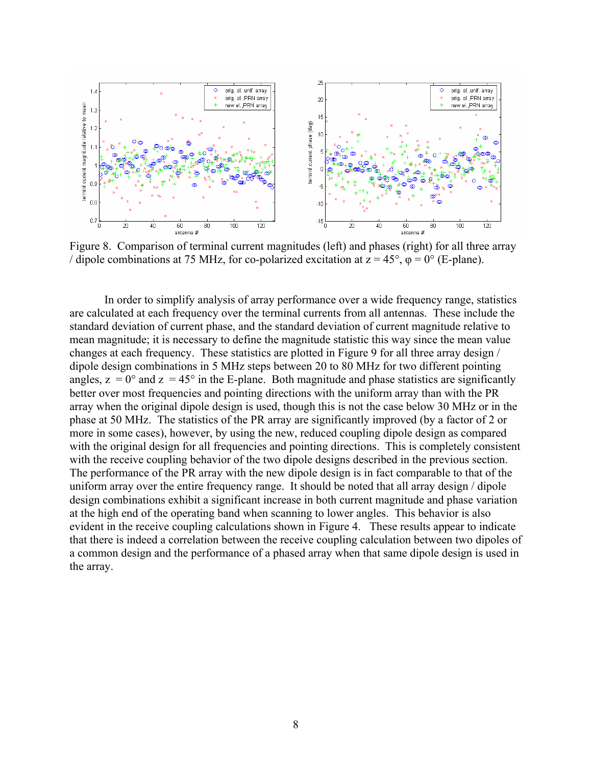Figure 8. Comparison of terminal current magnitudes (left) and phases (right) for all three array / dipole combinations at 75 MHz, for co-polarized excitation at z = 45°, φ = 0° (E-plane).

In order to simplify analysis of array performance over a wide frequency range, statistics are calculated at each frequency over the terminal currents from all antennas. These include the standard deviation of current phase, and the standard deviation of current magnitude relative to mean magnitude; it is necessary to define the magnitude statistic this way since the mean value changes at each frequency. These statistics are plotted in Figure 9 for all three array design / dipole design combinations in 5 MHz steps between 20 to 80 MHz for two different pointing angles, z = 0° and z = 45° in the E-plane. Both magnitude and phase statistics are significantly better over most frequencies and pointing directions with the uniform array than with the PR array when the original dipole design is used, though this is not the case below 30 MHz or in the phase at 50 MHz. The statistics of the PR array are significantly improved (by a factor of 2 or more in some cases), however, by using the new, reduced coupling dipole design as compared with the original design for all frequencies and pointing directions. This is completely consistent with the receive coupling behavior of the two dipole designs described in the previous section. The performance of the PR array with the new dipole design is in fact comparable to that of the uniform array over the entire frequency range. It should be noted that all array design / dipole design combinations exhibit a significant increase in both current magnitude and phase variation at the high end of the operating band when scanning to lower angles. This behavior is also evident in the receive coupling calculations shown in Figure 4. These results appear to indicate that there is indeed a correlation between the receive coupling calculation between two dipoles of a common design and the performance of a phased array when that same dipole design is used in the array.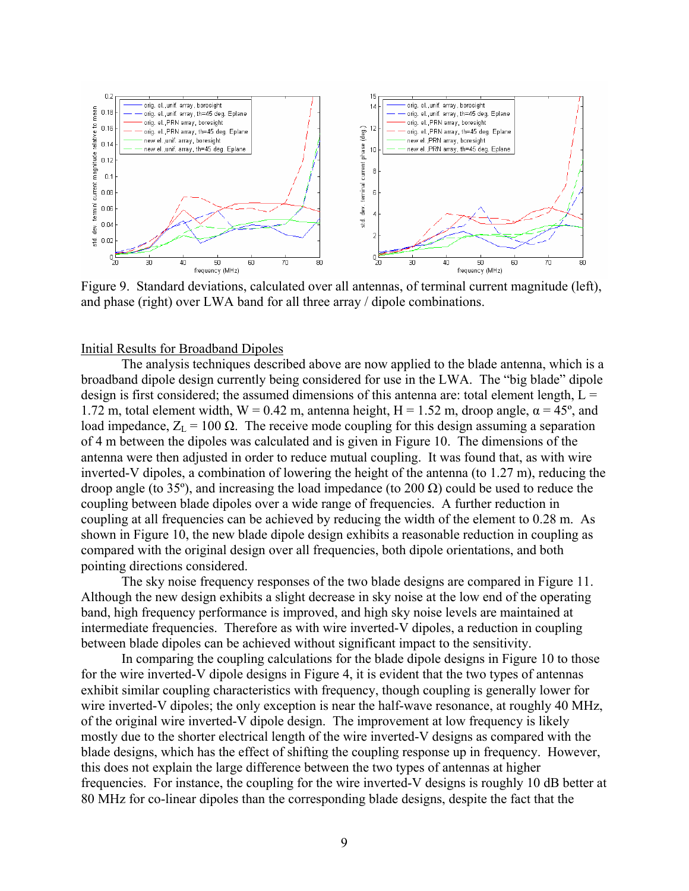Figure 9. Standard deviations, calculated over all antennas, of terminal current magnitude (left), and phase (right) over LWA band for all three array / dipole combinations.

<u>Initial Results for Broadband Dipoles</u>

The analysis techniques described above are now applied to the blade antenna, which is a broadband dipole design currently being considered for use in the LWA. The "big blade" dipole design is first considered; the assumed dimensions of this antenna are: total element length, L = 1.72 m, total element width, W = 0.42 m, antenna height, H = 1.52 m, droop angle, α = 45º, and load impedance, $Z_L$ = 100 Ω. The receive mode coupling for this design assuming a separation of 4 m between the dipoles was calculated and is given in Figure 10. The dimensions of the antenna were then adjusted in order to reduce mutual coupling. It was found that, as with wire inverted-V dipoles, a combination of lowering the height of the antenna (to 1.27 m), reducing the droop angle (to 35º), and increasing the load impedance (to 200 Ω) could be used to reduce the coupling between blade dipoles over a wide range of frequencies. A further reduction in coupling at all frequencies can be achieved by reducing the width of the element to 0.28 m. As shown in Figure 10, the new blade dipole design exhibits a reasonable reduction in coupling as compared with the original design over all frequencies, both dipole orientations, and both pointing directions considered.

The sky noise frequency responses of the two blade designs are compared in Figure 11. Although the new design exhibits a slight decrease in sky noise at the low end of the operating band, high frequency performance is improved, and high sky noise levels are maintained at intermediate frequencies. Therefore as with wire inverted-V dipoles, a reduction in coupling between blade dipoles can be achieved without significant impact to the sensitivity.

In comparing the coupling calculations for the blade dipole designs in Figure 10 to those for the wire inverted-V dipole designs in Figure 4, it is evident that the two types of antennas exhibit similar coupling characteristics with frequency, though coupling is generally lower for wire inverted-V dipoles; the only exception is near the half-wave resonance, at roughly 40 MHz, of the original wire inverted-V dipole design. The improvement at low frequency is likely mostly due to the shorter electrical length of the wire inverted-V designs as compared with the blade designs, which has the effect of shifting the coupling response up in frequency. However, this does not explain the large difference between the two types of antennas at higher frequencies. For instance, the coupling for the wire inverted-V designs is roughly 10 dB better at 80 MHz for co-linear dipoles than the corresponding blade designs, despite the fact that the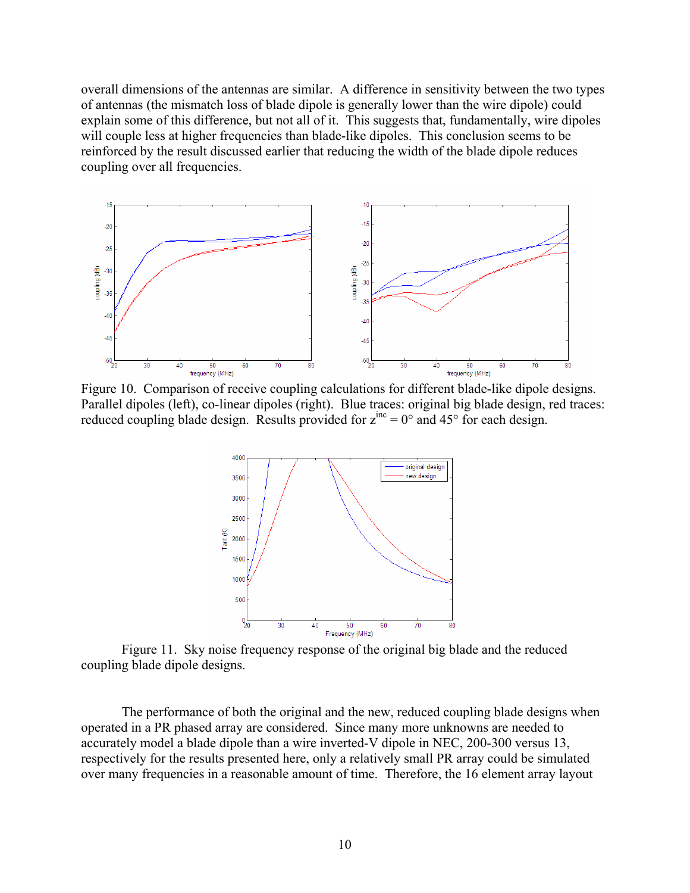overall dimensions of the antennas are similar. A difference in sensitivity between the two types of antennas (the mismatch loss of blade dipole is generally lower than the wire dipole) could explain some of this difference, but not all of it. This suggests that, fundamentally, wire dipoles will couple less at higher frequencies than blade-like dipoles. This conclusion seems to be reinforced by the result discussed earlier that reducing the width of the blade dipole reduces coupling over all frequencies.

Figure 10. Comparison of receive coupling calculations for different blade-like dipole designs. Parallel dipoles (left), co-linear dipoles (right). Blue traces: original big blade design, red traces: reduced coupling blade design. Results provided for $z^{inc} = 0°$ and $45°$ for each design.

Figure 11. Sky noise frequency response of the original big blade and the reduced coupling blade dipole designs.

The performance of both the original and the new, reduced coupling blade designs when operated in a PR phased array are considered. Since many more unknowns are needed to accurately model a blade dipole than a wire inverted-V dipole in NEC, 200-300 versus 13, respectively for the results presented here, only a relatively small PR array could be simulated over many frequencies in a reasonable amount of time. Therefore, the 16 element array layout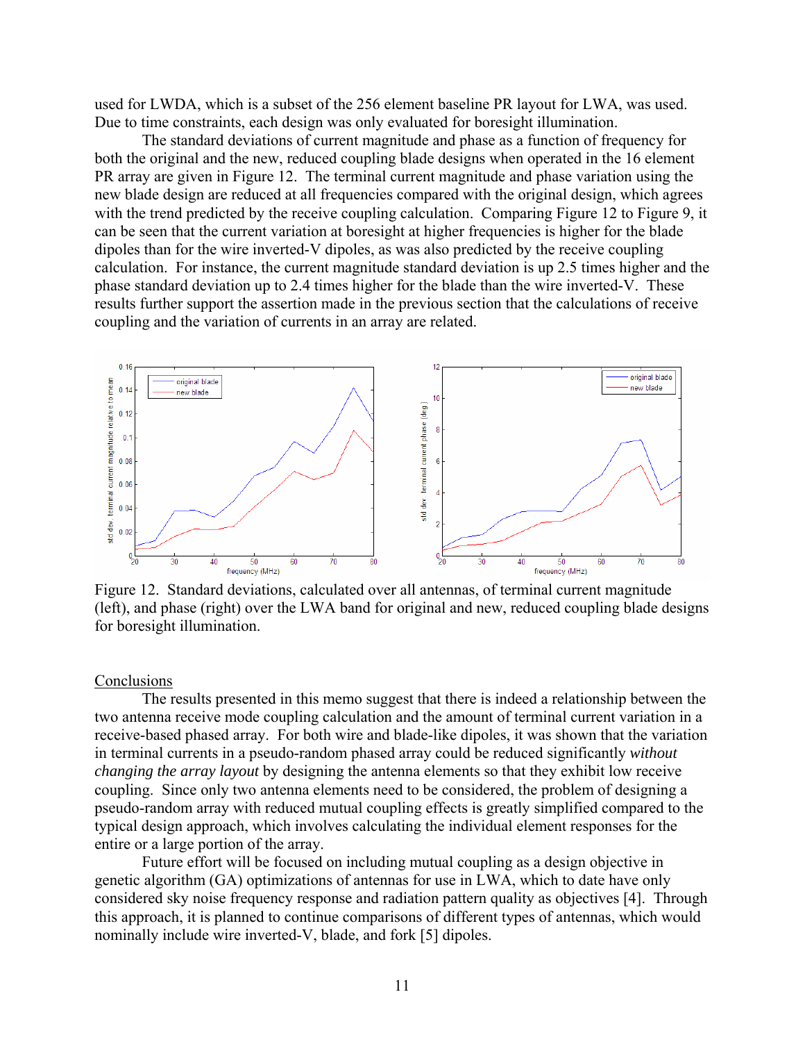used for LWDA, which is a subset of the 256 element baseline PR layout for LWA, was used. Due to time constraints, each design was only evaluated for boresight illumination.

The standard deviations of current magnitude and phase as a function of frequency for both the original and the new, reduced coupling blade designs when operated in the 16 element PR array are given in Figure 12. The terminal current magnitude and phase variation using the new blade design are reduced at all frequencies compared with the original design, which agrees with the trend predicted by the receive coupling calculation. Comparing Figure 12 to Figure 9, it can be seen that the current variation at boresight at higher frequencies is higher for the blade dipoles than for the wire inverted-V dipoles, as was also predicted by the receive coupling calculation. For instance, the current magnitude standard deviation is up 2.5 times higher and the phase standard deviation up to 2.4 times higher for the blade than the wire inverted-V. These results further support the assertion made in the previous section that the calculations of receive coupling and the variation of currents in an array are related.

Figure 12. Standard deviations, calculated over all antennas, of terminal current magnitude (left), and phase (right) over the LWA band for original and new, reduced coupling blade designs for boresight illumination.

## Conclusions

The results presented in this memo suggest that there is indeed a relationship between the two antenna receive mode coupling calculation and the amount of terminal current variation in a receive-based phased array. For both wire and blade-like dipoles, it was shown that the variation in terminal currents in a pseudo-random phased array could be reduced significantly *without changing the array layout* by designing the antenna elements so that they exhibit low receive coupling. Since only two antenna elements need to be considered, the problem of designing a pseudo-random array with reduced mutual coupling effects is greatly simplified compared to the typical design approach, which involves calculating the individual element responses for the entire or a large portion of the array.

Future effort will be focused on including mutual coupling as a design objective in genetic algorithm (GA) optimizations of antennas for use in LWA, which to date have only considered sky noise frequency response and radiation pattern quality as objectives [4]. Through this approach, it is planned to continue comparisons of different types of antennas, which would nominally include wire inverted-V, blade, and fork [5] dipoles.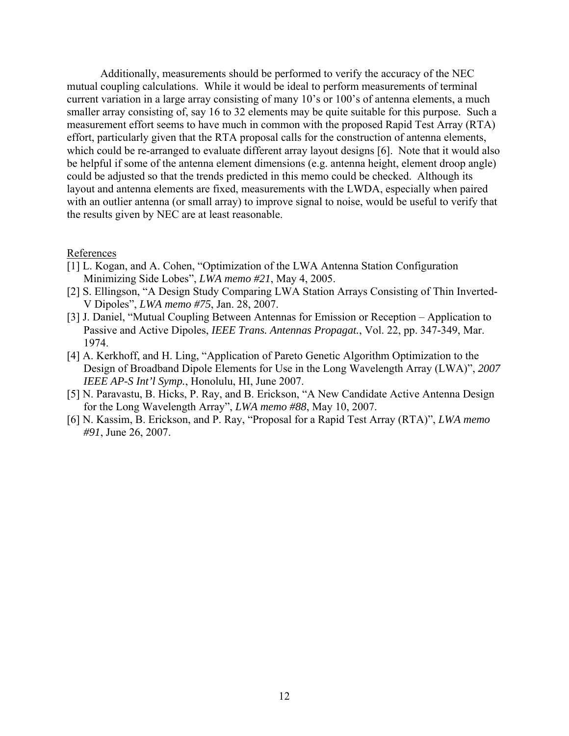Additionally, measurements should be performed to verify the accuracy of the NEC mutual coupling calculations. While it would be ideal to perform measurements of terminal current variation in a large array consisting of many 10's or 100's of antenna elements, a much smaller array consisting of, say 16 to 32 elements may be quite suitable for this purpose. Such a measurement effort seems to have much in common with the proposed Rapid Test Array (RTA) effort, particularly given that the RTA proposal calls for the construction of antenna elements, which could be re-arranged to evaluate different array layout designs [6]. Note that it would also be helpful if some of the antenna element dimensions (e.g. antenna height, element droop angle) could be adjusted so that the trends predicted in this memo could be checked. Although its layout and antenna elements are fixed, measurements with the LWDA, especially when paired with an outlier antenna (or small array) to improve signal to noise, would be useful to verify that the results given by NEC are at least reasonable.

References

[1] L. Kogan, and A. Cohen, "Optimization of the LWA Antenna Station Configuration Minimizing Side Lobes", *LWA memo #21*, May 4, 2005.

[2] S. Ellingson, "A Design Study Comparing LWA Station Arrays Consisting of Thin Inverted-V Dipoles", *LWA memo #75*, Jan. 28, 2007.

[3] J. Daniel, "Mutual Coupling Between Antennas for Emission or Reception – Application to Passive and Active Dipoles, *IEEE Trans. Antennas Propagat.*, Vol. 22, pp. 347-349, Mar. 1974.

[4] A. Kerkhoff, and H. Ling, "Application of Pareto Genetic Algorithm Optimization to the Design of Broadband Dipole Elements for Use in the Long Wavelength Array (LWA)", *2007 IEEE AP-S Int'l Symp.*, Honolulu, HI, June 2007.

[5] N. Paravastu, B. Hicks, P. Ray, and B. Erickson, "A New Candidate Active Antenna Design for the Long Wavelength Array", *LWA memo #88*, May 10, 2007.

[6] N. Kassim, B. Erickson, and P. Ray, "Proposal for a Rapid Test Array (RTA)", *LWA memo #91*, June 26, 2007.